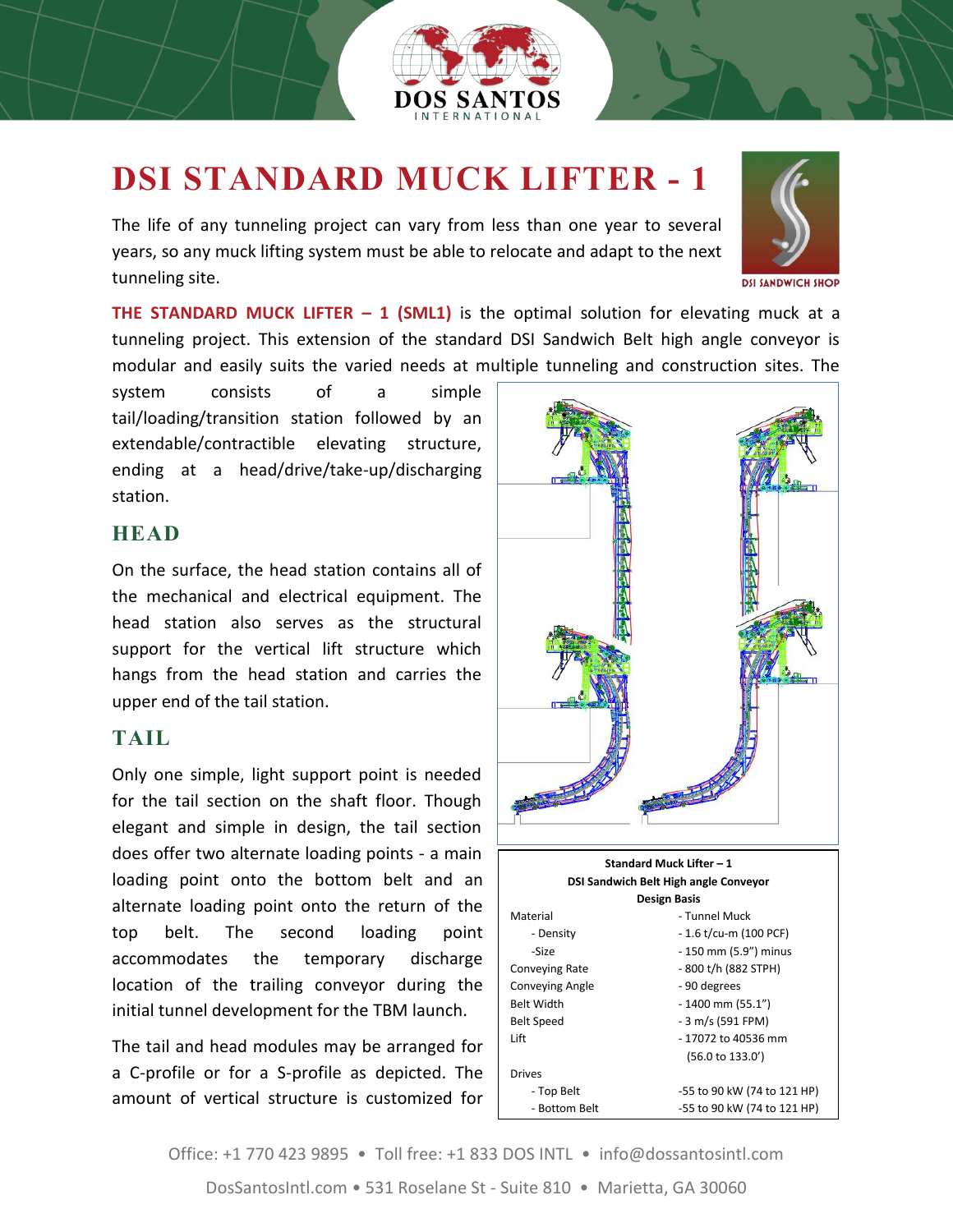# DSI STANDARD MUCK LIFTER - 1

The life of any tunneling project can vary from less than one year to several years, so any muck lifting system must be able to relocate and adapt to the next tunneling site.

**THE STANDARD MUCK LIFTER – 1 (SML1)** is the optimal solution for elevating muck at a tunneling project. This extension of the standard DSI Sandwich Belt high angle conveyor is modular and easily suits the varied needs at multiple tunneling and construction sites. The system consists of a simple tail/loading/transition station followed by an extendable/contractible elevating structure, ending at a head/drive/take-up/discharging station.

## HEAD

On the surface, the head station contains all of the mechanical and electrical equipment. The head station also serves as the structural support for the vertical lift structure which hangs from the head station and carries the upper end of the tail station.

## TAIL

Only one simple, light support point is needed for the tail section on the shaft floor. Though elegant and simple in design, the tail section does offer two alternate loading points - a main loading point onto the bottom belt and an alternate loading point onto the return of the top belt. The second loading point accommodates the temporary discharge location of the trailing conveyor during the initial tunnel development for the TBM launch.

The tail and head modules may be arranged for a C-profile or for a S-profile as depicted. The amount of vertical structure is customized for

| Standard Muck Lifter – 1<br>DSI Sandwich Belt High angle Conveyor<br>Design Basis | |
|---|---|
| Material | - Tunnel Muck |
| - Density | - 1.6 t/cu-m (100 PCF) |
| -Size | - 150 mm (5.9") minus |
| Conveying Rate | - 800 t/h (882 STPH) |
| Conveying Angle | - 90 degrees |
| Belt Width | - 1400 mm (55.1") |
| Belt Speed | - 3 m/s (591 FPM) |
| Lift | - 17072 to 40536 mm<br>(56.0 to 133.0') |
| Drives | |
| - Top Belt | -55 to 90 kW (74 to 121 HP) |
| - Bottom Belt | -55 to 90 kW (74 to 121 HP) |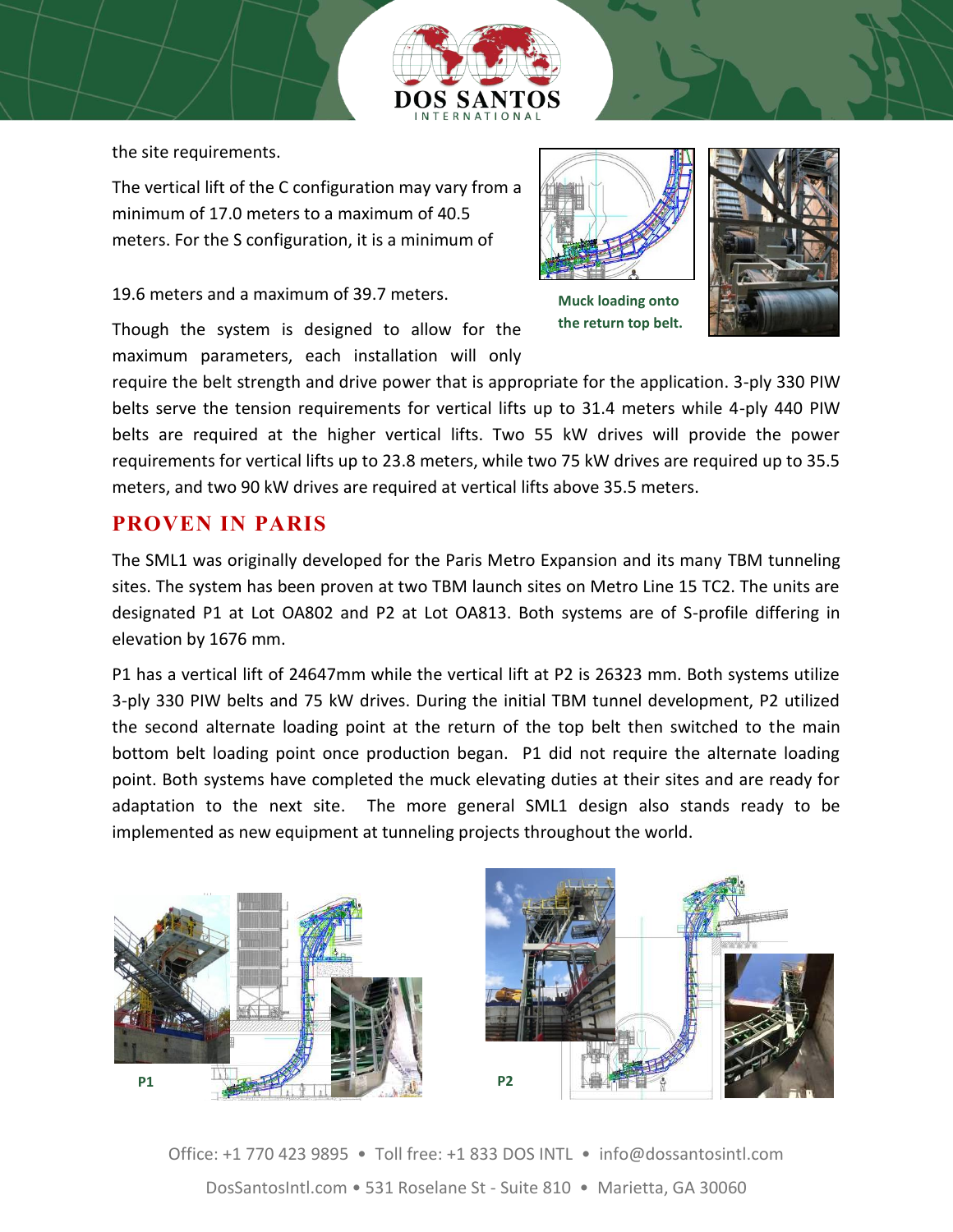the site requirements.

The vertical lift of the C configuration may vary from a minimum of 17.0 meters to a maximum of 40.5 meters. For the S configuration, it is a minimum of 19.6 meters and a maximum of 39.7 meters.

Muck loading onto the return top belt.

Though the system is designed to allow for the maximum parameters, each installation will only require the belt strength and drive power that is appropriate for the application. 3-ply 330 PIW belts serve the tension requirements for vertical lifts up to 31.4 meters while 4-ply 440 PIW belts are required at the higher vertical lifts. Two 55 kW drives will provide the power requirements for vertical lifts up to 23.8 meters, while two 75 kW drives are required up to 35.5 meters, and two 90 kW drives are required at vertical lifts above 35.5 meters.

## PROVEN IN PARIS

The SML1 was originally developed for the Paris Metro Expansion and its many TBM tunneling sites. The system has been proven at two TBM launch sites on Metro Line 15 TC2. The units are designated P1 at Lot OA802 and P2 at Lot OA813. Both systems are of S-profile differing in elevation by 1676 mm.

P1 has a vertical lift of 24647mm while the vertical lift at P2 is 26323 mm. Both systems utilize 3-ply 330 PIW belts and 75 kW drives. During the initial TBM tunnel development, P2 utilized the second alternate loading point at the return of the top belt then switched to the main bottom belt loading point once production began. P1 did not require the alternate loading point. Both systems have completed the muck elevating duties at their sites and are ready for adaptation to the next site. The more general SML1 design also stands ready to be implemented as new equipment at tunneling projects throughout the world.

P1

P2

Office: +1 770 423 9895 • Toll free: +1 833 DOS INTL • info@dossantosintl.com

DosSantosIntl.com • 531 Roselane St - Suite 810 • Marietta, GA 30060